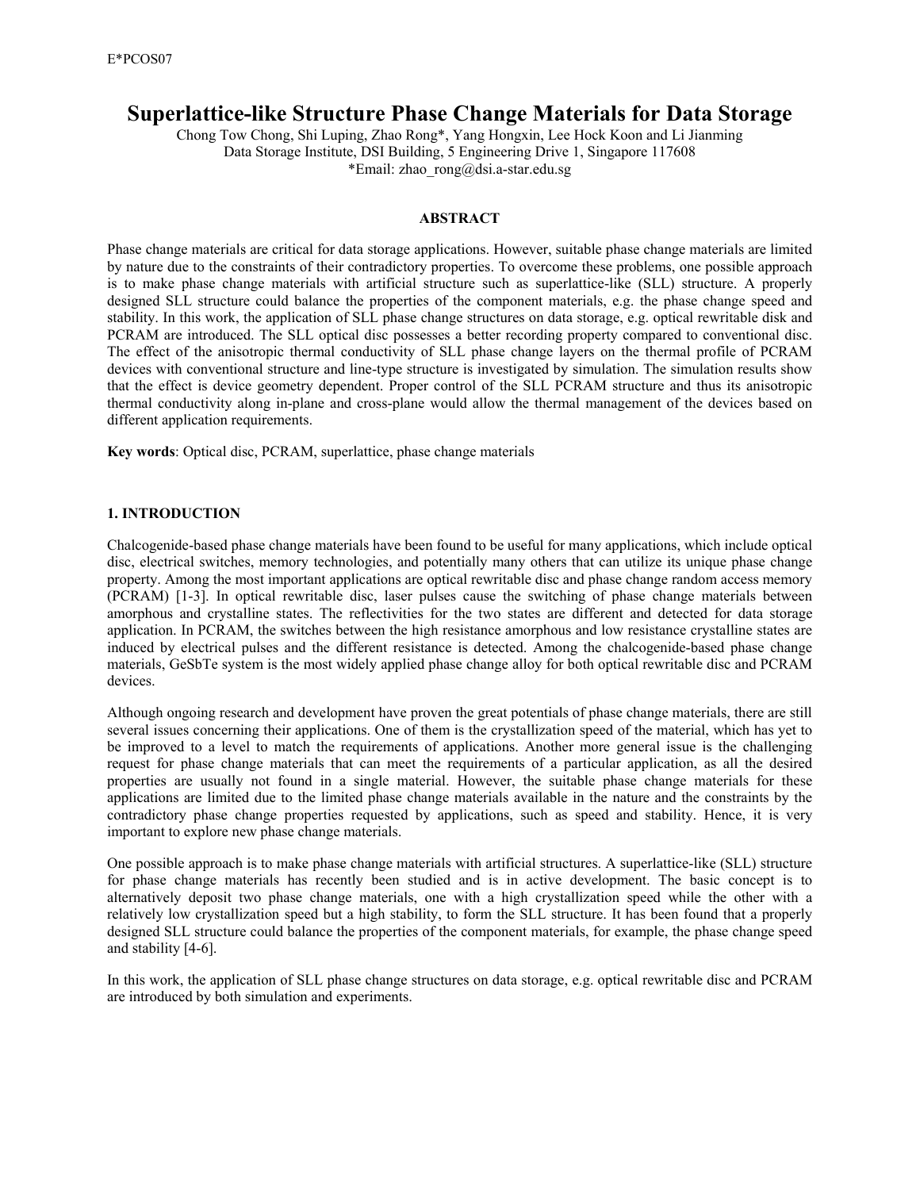# Superlattice-like Structure Phase Change Materials for Data Storage

Chong Tow Chong, Shi Luping, Zhao Rong*, Yang Hongxin, Lee Hock Koon and Li Jianming
Data Storage Institute, DSI Building, 5 Engineering Drive 1, Singapore 117608
*Email: zhao_rong@dsi.a-star.edu.sg

## ABSTRACT

Phase change materials are critical for data storage applications. However, suitable phase change materials are limited by nature due to the constraints of their contradictory properties. To overcome these problems, one possible approach is to make phase change materials with artificial structure such as superlattice-like (SLL) structure. A properly designed SLL structure could balance the properties of the component materials, e.g. the phase change speed and stability. In this work, the application of SLL phase change structures on data storage, e.g. optical rewritable disk and PCRAM are introduced. The SLL optical disc possesses a better recording property compared to conventional disc. The effect of the anisotropic thermal conductivity of SLL phase change layers on the thermal profile of PCRAM devices with conventional structure and line-type structure is investigated by simulation. The simulation results show that the effect is device geometry dependent. Proper control of the SLL PCRAM structure and thus its anisotropic thermal conductivity along in-plane and cross-plane would allow the thermal management of the devices based on different application requirements.

**Key words**: Optical disc, PCRAM, superlattice, phase change materials

## 1. INTRODUCTION

Chalcogenide-based phase change materials have been found to be useful for many applications, which include optical disc, electrical switches, memory technologies, and potentially many others that can utilize its unique phase change property. Among the most important applications are optical rewritable disc and phase change random access memory (PCRAM) [1-3]. In optical rewritable disc, laser pulses cause the switching of phase change materials between amorphous and crystalline states. The reflectivities for the two states are different and detected for data storage application. In PCRAM, the switches between the high resistance amorphous and low resistance crystalline states are induced by electrical pulses and the different resistance is detected. Among the chalcogenide-based phase change materials, GeSbTe system is the most widely applied phase change alloy for both optical rewritable disc and PCRAM devices.

Although ongoing research and development have proven the great potentials of phase change materials, there are still several issues concerning their applications. One of them is the crystallization speed of the material, which has yet to be improved to a level to match the requirements of applications. Another more general issue is the challenging request for phase change materials that can meet the requirements of a particular application, as all the desired properties are usually not found in a single material. However, the suitable phase change materials for these applications are limited due to the limited phase change materials available in the nature and the constraints by the contradictory phase change properties requested by applications, such as speed and stability. Hence, it is very important to explore new phase change materials.

One possible approach is to make phase change materials with artificial structures. A superlattice-like (SLL) structure for phase change materials has recently been studied and is in active development. The basic concept is to alternatively deposit two phase change materials, one with a high crystallization speed while the other with a relatively low crystallization speed but a high stability, to form the SLL structure. It has been found that a properly designed SLL structure could balance the properties of the component materials, for example, the phase change speed and stability [4-6].

In this work, the application of SLL phase change structures on data storage, e.g. optical rewritable disc and PCRAM are introduced by both simulation and experiments.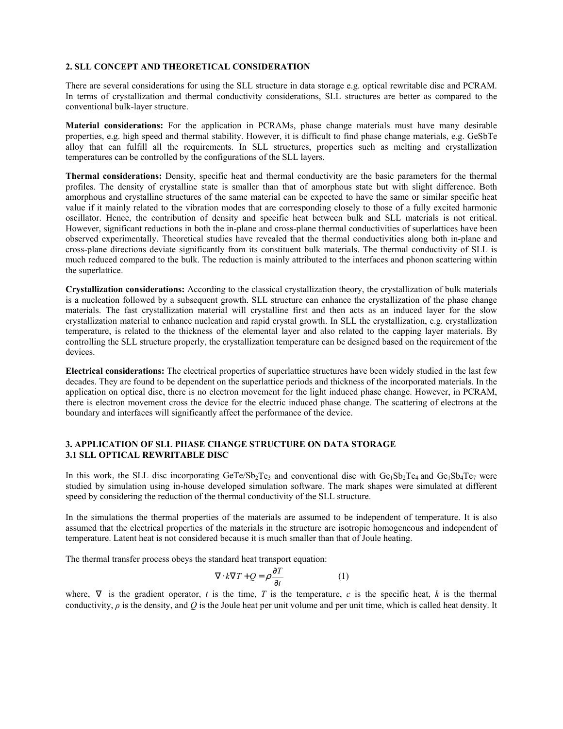## 2. SLL CONCEPT AND THEORETICAL CONSIDERATION

There are several considerations for using the SLL structure in data storage e.g. optical rewritable disc and PCRAM. In terms of crystallization and thermal conductivity considerations, SLL structures are better as compared to the conventional bulk-layer structure.

**Material considerations:** For the application in PCRAMs, phase change materials must have many desirable properties, e.g. high speed and thermal stability. However, it is difficult to find phase change materials, e.g. GeSbTe alloy that can fulfill all the requirements. In SLL structures, properties such as melting and crystallization temperatures can be controlled by the configurations of the SLL layers.

**Thermal considerations:** Density, specific heat and thermal conductivity are the basic parameters for the thermal profiles. The density of crystalline state is smaller than that of amorphous state but with slight difference. Both amorphous and crystalline structures of the same material can be expected to have the same or similar specific heat value if it mainly related to the vibration modes that are corresponding closely to those of a fully excited harmonic oscillator. Hence, the contribution of density and specific heat between bulk and SLL materials is not critical. However, significant reductions in both the in-plane and cross-plane thermal conductivities of superlattices have been observed experimentally. Theoretical studies have revealed that the thermal conductivities along both in-plane and cross-plane directions deviate significantly from its constituent bulk materials. The thermal conductivity of SLL is much reduced compared to the bulk. The reduction is mainly attributed to the interfaces and phonon scattering within the superlattice.

**Crystallization considerations:** According to the classical crystallization theory, the crystallization of bulk materials is a nucleation followed by a subsequent growth. SLL structure can enhance the crystallization of the phase change materials. The fast crystallization material will crystalline first and then acts as an induced layer for the slow crystallization material to enhance nucleation and rapid crystal growth. In SLL the crystallization, e.g. crystallization temperature, is related to the thickness of the elemental layer and also related to the capping layer materials. By controlling the SLL structure properly, the crystallization temperature can be designed based on the requirement of the devices.

**Electrical considerations:** The electrical properties of superlattice structures have been widely studied in the last few decades. They are found to be dependent on the superlattice periods and thickness of the incorporated materials. In the application on optical disc, there is no electron movement for the light induced phase change. However, in PCRAM, there is electron movement cross the device for the electric induced phase change. The scattering of electrons at the boundary and interfaces will significantly affect the performance of the device.

## 3. APPLICATION OF SLL PHASE CHANGE STRUCTURE ON DATA STORAGE

### 3.1 SLL OPTICAL REWRITABLE DISC

In this work, the SLL disc incorporating $GeTe/Sb_2Te_3$ and conventional disc with $Ge_1Sb_2Te_4$ and $Ge_1Sb_4Te_7$ were studied by simulation using in-house developed simulation software. The mark shapes were simulated at different speed by considering the reduction of the thermal conductivity of the SLL structure.

In the simulations the thermal properties of the materials are assumed to be independent of temperature. It is also assumed that the electrical properties of the materials in the structure are isotropic homogeneous and independent of temperature. Latent heat is not considered because it is much smaller than that of Joule heating.

The thermal transfer process obeys the standard heat transport equation:

$$\nabla \cdot k \nabla T + Q = \rho \frac{\partial T}{\partial t} \qquad (1)$$

where, $\nabla$ is the gradient operator, $t$ is the time, $T$ is the temperature, $c$ is the specific heat, $k$ is the thermal conductivity, $\rho$ is the density, and $Q$ is the Joule heat per unit volume and per unit time, which is called heat density. It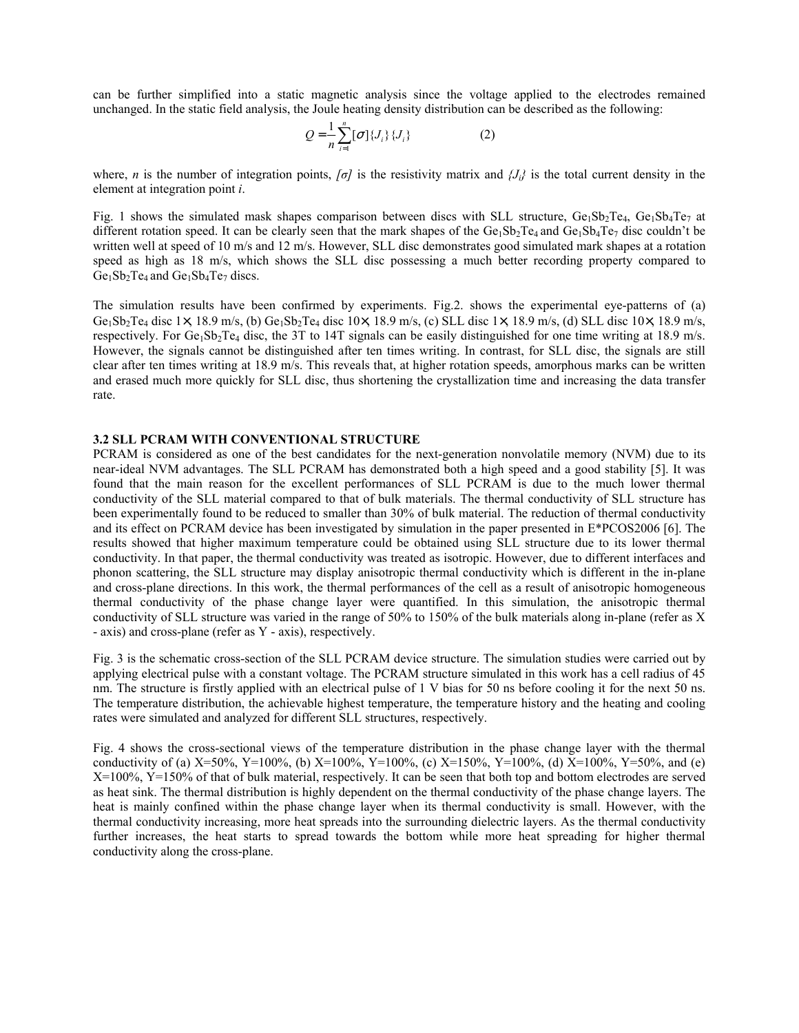can be further simplified into a static magnetic analysis since the voltage applied to the electrodes remained unchanged. In the static field analysis, the Joule heating density distribution can be described as the following:

$$Q = \frac{1}{n}\sum_{i=1}^{n}[\sigma]\{J_i\}\{J_i\} \qquad (2)$$

where, *n* is the number of integration points, *[σ]* is the resistivity matrix and *{J<sub>i</sub>}* is the total current density in the element at integration point *i*.

Fig. 1 shows the simulated mask shapes comparison between discs with SLL structure, $Ge_1Sb_2Te_4$, $Ge_1Sb_4Te_7$ at different rotation speed. It can be clearly seen that the mark shapes of the $Ge_1Sb_2Te_4$ and $Ge_1Sb_4Te_7$ disc couldn't be written well at speed of 10 m/s and 12 m/s. However, SLL disc demonstrates good simulated mark shapes at a rotation speed as high as 18 m/s, which shows the SLL disc possessing a much better recording property compared to $Ge_1Sb_2Te_4$ and $Ge_1Sb_4Te_7$ discs.

The simulation results have been confirmed by experiments. Fig.2. shows the experimental eye-patterns of (a) $Ge_1Sb_2Te_4$ disc 1×, 18.9 m/s, (b) $Ge_1Sb_2Te_4$ disc 10×, 18.9 m/s, (c) SLL disc 1×, 18.9 m/s, (d) SLL disc 10×, 18.9 m/s, respectively. For $Ge_1Sb_2Te_4$ disc, the 3T to 14T signals can be easily distinguished for one time writing at 18.9 m/s. However, the signals cannot be distinguished after ten times writing. In contrast, for SLL disc, the signals are still clear after ten times writing at 18.9 m/s. This reveals that, at higher rotation speeds, amorphous marks can be written and erased much more quickly for SLL disc, thus shortening the crystallization time and increasing the data transfer rate.

### 3.2 SLL PCRAM WITH CONVENTIONAL STRUCTURE

PCRAM is considered as one of the best candidates for the next-generation nonvolatile memory (NVM) due to its near-ideal NVM advantages. The SLL PCRAM has demonstrated both a high speed and a good stability [5]. It was found that the main reason for the excellent performances of SLL PCRAM is due to the much lower thermal conductivity of the SLL material compared to that of bulk materials. The thermal conductivity of SLL structure has been experimentally found to be reduced to smaller than 30% of bulk material. The reduction of thermal conductivity and its effect on PCRAM device has been investigated by simulation in the paper presented in E*PCOS2006 [6]. The results showed that higher maximum temperature could be obtained using SLL structure due to its lower thermal conductivity. In that paper, the thermal conductivity was treated as isotropic. However, due to different interfaces and phonon scattering, the SLL structure may display anisotropic thermal conductivity which is different in the in-plane and cross-plane directions. In this work, the thermal performances of the cell as a result of anisotropic homogeneous thermal conductivity of the phase change layer were quantified. In this simulation, the anisotropic thermal conductivity of SLL structure was varied in the range of 50% to 150% of the bulk materials along in-plane (refer as X - axis) and cross-plane (refer as Y - axis), respectively.

Fig. 3 is the schematic cross-section of the SLL PCRAM device structure. The simulation studies were carried out by applying electrical pulse with a constant voltage. The PCRAM structure simulated in this work has a cell radius of 45 nm. The structure is firstly applied with an electrical pulse of 1 V bias for 50 ns before cooling it for the next 50 ns. The temperature distribution, the achievable highest temperature, the temperature history and the heating and cooling rates were simulated and analyzed for different SLL structures, respectively.

Fig. 4 shows the cross-sectional views of the temperature distribution in the phase change layer with the thermal conductivity of (a) X=50%, Y=100%, (b) X=100%, Y=100%, (c) X=150%, Y=100%, (d) X=100%, Y=50%, and (e) X=100%, Y=150% of that of bulk material, respectively. It can be seen that both top and bottom electrodes are served as heat sink. The thermal distribution is highly dependent on the thermal conductivity of the phase change layers. The heat is mainly confined within the phase change layer when its thermal conductivity is small. However, with the thermal conductivity increasing, more heat spreads into the surrounding dielectric layers. As the thermal conductivity further increases, the heat starts to spread towards the bottom while more heat spreading for higher thermal conductivity along the cross-plane.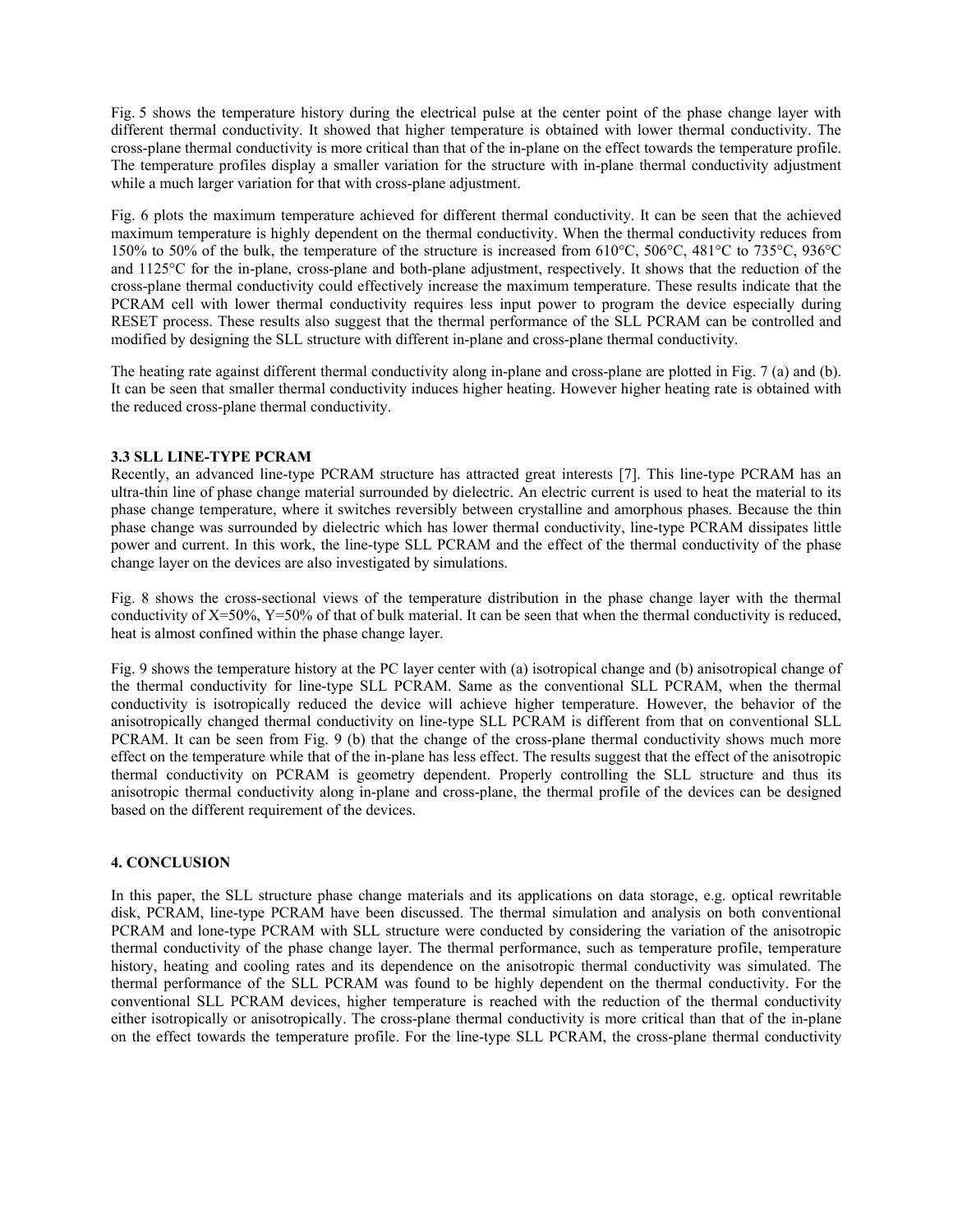Fig. 5 shows the temperature history during the electrical pulse at the center point of the phase change layer with different thermal conductivity. It showed that higher temperature is obtained with lower thermal conductivity. The cross-plane thermal conductivity is more critical than that of the in-plane on the effect towards the temperature profile. The temperature profiles display a smaller variation for the structure with in-plane thermal conductivity adjustment while a much larger variation for that with cross-plane adjustment.

Fig. 6 plots the maximum temperature achieved for different thermal conductivity. It can be seen that the achieved maximum temperature is highly dependent on the thermal conductivity. When the thermal conductivity reduces from 150% to 50% of the bulk, the temperature of the structure is increased from 610°C, 506°C, 481°C to 735°C, 936°C and 1125°C for the in-plane, cross-plane and both-plane adjustment, respectively. It shows that the reduction of the cross-plane thermal conductivity could effectively increase the maximum temperature. These results indicate that the PCRAM cell with lower thermal conductivity requires less input power to program the device especially during RESET process. These results also suggest that the thermal performance of the SLL PCRAM can be controlled and modified by designing the SLL structure with different in-plane and cross-plane thermal conductivity.

The heating rate against different thermal conductivity along in-plane and cross-plane are plotted in Fig. 7 (a) and (b). It can be seen that smaller thermal conductivity induces higher heating. However higher heating rate is obtained with the reduced cross-plane thermal conductivity.

### 3.3 SLL LINE-TYPE PCRAM

Recently, an advanced line-type PCRAM structure has attracted great interests [7]. This line-type PCRAM has an ultra-thin line of phase change material surrounded by dielectric. An electric current is used to heat the material to its phase change temperature, where it switches reversibly between crystalline and amorphous phases. Because the thin phase change was surrounded by dielectric which has lower thermal conductivity, line-type PCRAM dissipates little power and current. In this work, the line-type SLL PCRAM and the effect of the thermal conductivity of the phase change layer on the devices are also investigated by simulations.

Fig. 8 shows the cross-sectional views of the temperature distribution in the phase change layer with the thermal conductivity of X=50%, Y=50% of that of bulk material. It can be seen that when the thermal conductivity is reduced, heat is almost confined within the phase change layer.

Fig. 9 shows the temperature history at the PC layer center with (a) isotropical change and (b) anisotropical change of the thermal conductivity for line-type SLL PCRAM. Same as the conventional SLL PCRAM, when the thermal conductivity is isotropically reduced the device will achieve higher temperature. However, the behavior of the anisotropically changed thermal conductivity on line-type SLL PCRAM is different from that on conventional SLL PCRAM. It can be seen from Fig. 9 (b) that the change of the cross-plane thermal conductivity shows much more effect on the temperature while that of the in-plane has less effect. The results suggest that the effect of the anisotropic thermal conductivity on PCRAM is geometry dependent. Properly controlling the SLL structure and thus its anisotropic thermal conductivity along in-plane and cross-plane, the thermal profile of the devices can be designed based on the different requirement of the devices.

## 4. CONCLUSION

In this paper, the SLL structure phase change materials and its applications on data storage, e.g. optical rewritable disk, PCRAM, line-type PCRAM have been discussed. The thermal simulation and analysis on both conventional PCRAM and lone-type PCRAM with SLL structure were conducted by considering the variation of the anisotropic thermal conductivity of the phase change layer. The thermal performance, such as temperature profile, temperature history, heating and cooling rates and its dependence on the anisotropic thermal conductivity was simulated. The thermal performance of the SLL PCRAM was found to be highly dependent on the thermal conductivity. For the conventional SLL PCRAM devices, higher temperature is reached with the reduction of the thermal conductivity either isotropically or anisotropically. The cross-plane thermal conductivity is more critical than that of the in-plane on the effect towards the temperature profile. For the line-type SLL PCRAM, the cross-plane thermal conductivity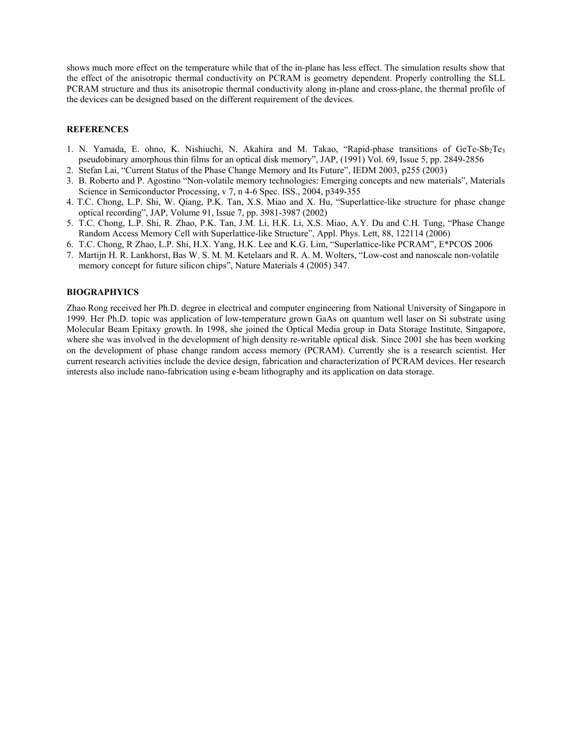shows much more effect on the temperature while that of the in-plane has less effect. The simulation results show that the effect of the anisotropic thermal conductivity on PCRAM is geometry dependent. Properly controlling the SLL PCRAM structure and thus its anisotropic thermal conductivity along in-plane and cross-plane, the thermal profile of the devices can be designed based on the different requirement of the devices.

**REFERENCES**

1. N. Yamada, E. ohno, K. Nishiuchi, N. Akahira and M. Takao, "Rapid-phase transitions of GeTe-$Sb_2Te_3$ pseudobinary amorphous thin films for an optical disk memory", JAP, (1991) Vol. 69, Issue 5, pp. 2849-2856
2. Stefan Lai, "Current Status of the Phase Change Memory and Its Future", IEDM 2003, p255 (2003)
3. B. Roberto and P. Agostino "Non-volatile memory technologies: Emerging concepts and new materials", Materials Science in Semiconductor Processing, v 7, n 4-6 Spec. ISS., 2004, p349-355
4. T.C. Chong, L.P. Shi, W. Qiang, P.K. Tan, X.S. Miao and X. Hu, "Superlattice-like structure for phase change optical recording", JAP, Volume 91, Issue 7, pp. 3981-3987 (2002)
5. T.C. Chong, L.P. Shi, R. Zhao, P.K. Tan, J.M. Li, H.K. Li, X.S. Miao, A.Y. Du and C.H. Tung, "Phase Change Random Access Memory Cell with Superlattice-like Structure", Appl. Phys. Lett, 88, 122114 (2006)
6. T.C. Chong, R Zhao, L.P. Shi, H.X. Yang, H.K. Lee and K.G. Lim, "Superlattice-like PCRAM", E*PCOS 2006
7. Martijn H. R. Lankhorst, Bas W. S. M. M. Ketelaars and R. A. M. Wolters, "Low-cost and nanoscale non-volatile memory concept for future silicon chips", Nature Materials 4 (2005) 347.

**BIOGRAPHYICS**

Zhao Rong received her Ph.D. degree in electrical and computer engineering from National University of Singapore in 1999. Her Ph.D. topic was application of low-temperature grown GaAs on quantum well laser on Si substrate using Molecular Beam Epitaxy growth. In 1998, she joined the Optical Media group in Data Storage Institute, Singapore, where she was involved in the development of high density re-writable optical disk. Since 2001 she has been working on the development of phase change random access memory (PCRAM). Currently she is a research scientist. Her current research activities include the device design, fabrication and characterization of PCRAM devices. Her research interests also include nano-fabrication using e-beam lithography and its application on data storage.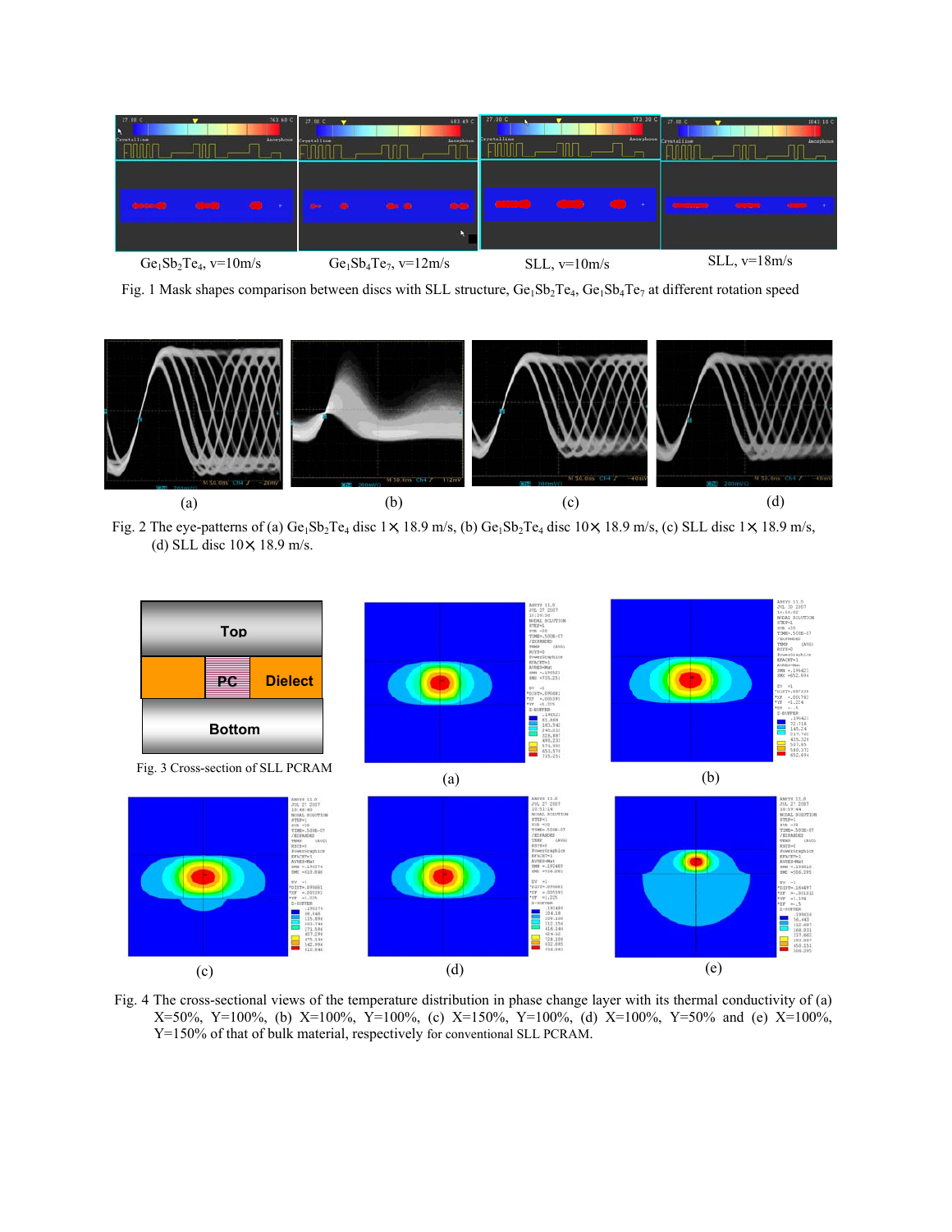$Ge_1Sb_2Te_4$, v=10m/s $Ge_1Sb_4Te_7$, v=12m/s SLL, v=10m/s SLL, v=18m/s

Fig. 1 Mask shapes comparison between discs with SLL structure, $Ge_1Sb_2Te_4$, $Ge_1Sb_4Te_7$ at different rotation speed

(a) (b) (c) (d)

Fig. 2 The eye-patterns of (a) $Ge_1Sb_2Te_4$ disc 1× 18.9 m/s, (b) $Ge_1Sb_2Te_4$ disc 10× 18.9 m/s, (c) SLL disc 1× 18.9 m/s, (d) SLL disc 10× 18.9 m/s.

Top

PC Dielect

Bottom

Fig. 3 Cross-section of SLL PCRAM

(a) (b) (c) (d) (e)

Fig. 4 The cross-sectional views of the temperature distribution in phase change layer with its thermal conductivity of (a) X=50%, Y=100%, (b) X=100%, Y=100%, (c) X=150%, Y=100%, (d) X=100%, Y=50% and (e) X=100%, Y=150% of that of bulk material, respectively for conventional SLL PCRAM.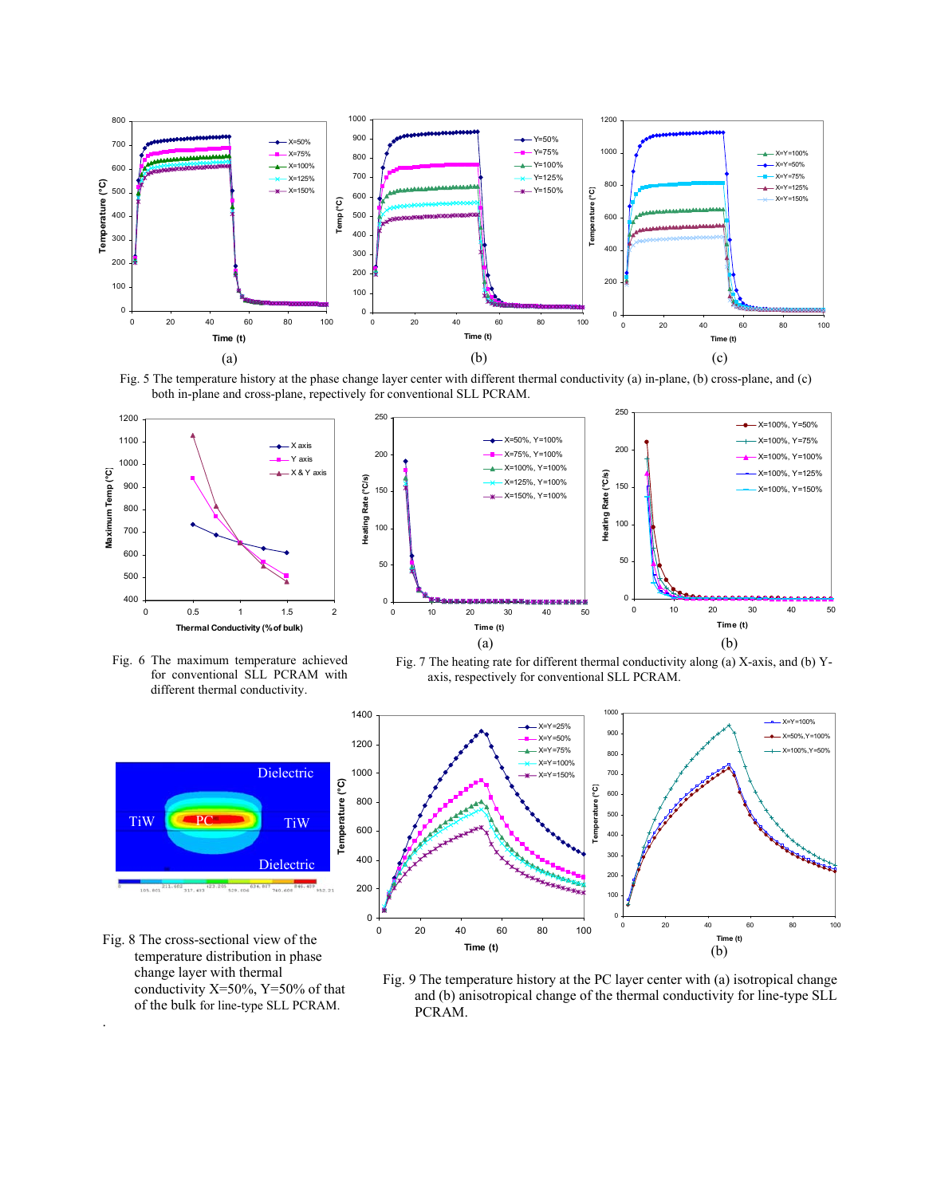Temperature (°C)
800
700
600
500
400
300
200
100
0
0 20 40 60 80 100
Time (t)
X=50%
X=75%
X=100%
X=125%
X=150%
(a)

Temp (°C)
1000
900
800
700
600
500
400
300
200
100
0
0 20 40 60 80 100
Time (t)
Y=50%
Y=75%
Y=100%
Y=125%
Y=150%
(b)

Temperature (°C)
1200
1000
800
600
400
200
0
0 20 40 60 80 100
Time (t)
X=Y=100%
X=Y=50%
X=Y=75%
X=Y=125%
X=Y=150%
(c)

Fig. 5 The temperature history at the phase change layer center with different thermal conductivity (a) in-plane, (b) cross-plane, and (c) both in-plane and cross-plane, repetively for conventional SLL PCRAM.

Maximum Temp (°C)
1200
1100
1000
900
800
700
600
500
400
0 0.5 1 1.5 2
Thermal Conductivity (% of bulk)
X axis
Y axis
X & Y axis

Fig. 6 The maximum temperature achieved for conventional SLL PCRAM with different thermal conductivity.

Heating Rate (°C/s)
250
200
150
100
50
0
0 10 20 30 40 50
Time (t)
X=50%, Y=100%
X=75%, Y=100%
X=100%, Y=100%
X=125%, Y=100%
X=150%, Y=100%
(a)

Heating Rate (°C/s)
250
200
150
100
50
0
0 10 20 30 40 50
Time (t)
X=100%, Y=50%
X=100%, Y=75%
X=100%, Y=100%
X=100%, Y=125%
X=100%, Y=150%
(b)

Fig. 7 The heating rate for different thermal conductivity along (a) X-axis, and (b) Y-axis, respectively for conventional SLL PCRAM.

Dielectric
TiW
PC
TiW
Dielectric

Fig. 8 The cross-sectional view of the temperature distribution in phase change layer with thermal conductivity X=50%, Y=50% of that of the bulk for line-type SLL PCRAM.

Temperature (°C)
1400
1200
1000
800
600
400
200
0
0 20 40 60 80 100
Time (t)
X=Y=25%
X=Y=50%
X=Y=75%
X=Y=100%
X=Y=150%
(a)

Temperature (°C)
1000
900
800
700
600
500
400
300
200
100
0
0 20 40 60 80 100
Time (t)
X=Y=100%
X=50%,Y=100%
X=100%,Y=50%
(b)

Fig. 9 The temperature history at the PC layer center with (a) isotropical change and (b) anisotropical change of the thermal conductivity for line-type SLL PCRAM.